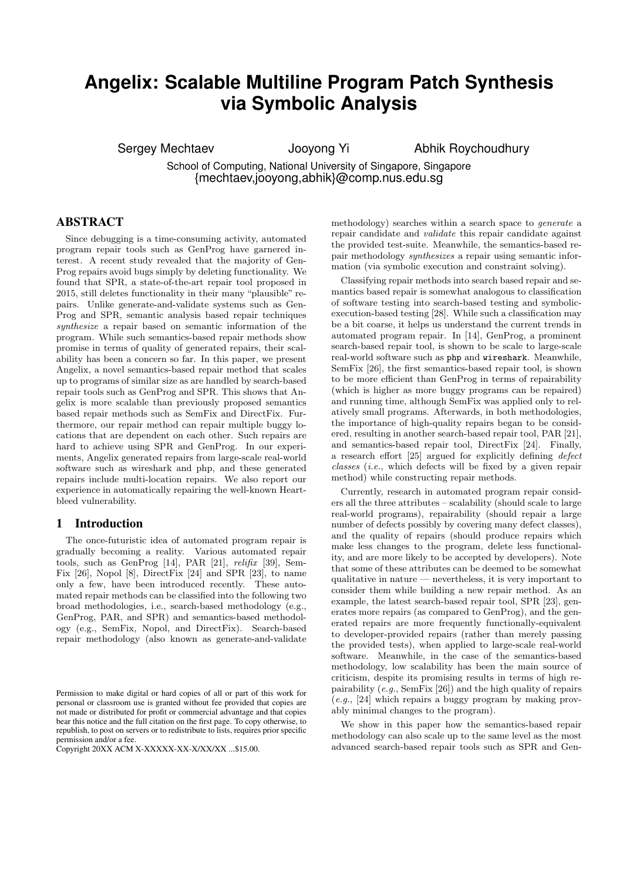# Angelix: Scalable Multiline Program Patch Synthesis via Symbolic Analysis

Sergey Mechtaev Jooyong Yi Abhik Roychoudhury

School of Computing, National University of Singapore, Singapore
{mechtaev,jooyong,abhik}@comp.nus.edu.sg

## ABSTRACT

Since debugging is a time-consuming activity, automated program repair tools such as GenProg have garnered interest. A recent study revealed that the majority of GenProg repairs avoid bugs simply by deleting functionality. We found that SPR, a state-of-the-art repair tool proposed in 2015, still deletes functionality in their many "plausible" repairs. Unlike generate-and-validate systems such as GenProg and SPR, semantic analysis based repair techniques *synthesize* a repair based on semantic information of the program. While such semantics-based repair methods show promise in terms of quality of generated repairs, their scalability has been a concern so far. In this paper, we present Angelix, a novel semantics-based repair method that scales up to programs of similar size as are handled by search-based repair tools such as GenProg and SPR. This shows that Angelix is more scalable than previously proposed semantics based repair methods such as SemFix and DirectFix. Furthermore, our repair method can repair multiple buggy locations that are dependent on each other. Such repairs are hard to achieve using SPR and GenProg. In our experiments, Angelix generated repairs from large-scale real-world software such as wireshark and php, and these generated repairs include multi-location repairs. We also report our experience in automatically repairing the well-known Heartbleed vulnerability.

## 1 Introduction

The once-futuristic idea of automated program repair is gradually becoming a reality. Various automated repair tools, such as GenProg [14], PAR [21], *relifix* [39], SemFix [26], Nopol [8], DirectFix [24] and SPR [23], to name only a few, have been introduced recently. These automated repair methods can be classified into the following two broad methodologies, i.e., search-based methodology (e.g., GenProg, PAR, and SPR) and semantics-based methodology (e.g., SemFix, Nopol, and DirectFix). Search-based repair methodology (also known as generate-and-validate methodology) searches within a search space to *generate* a repair candidate and *validate* this repair candidate against the provided test-suite. Meanwhile, the semantics-based repair methodology *synthesizes* a repair using semantic information (via symbolic execution and constraint solving).

Classifying repair methods into search based repair and semantics based repair is somewhat analogous to classification of software testing into search-based testing and symbolic-execution-based testing [28]. While such a classification may be a bit coarse, it helps us understand the current trends in automated program repair. In [14], GenProg, a prominent search-based repair tool, is shown to be scale to large-scale real-world software such as `php` and `wireshark`. Meanwhile, SemFix [26], the first semantics-based repair tool, is shown to be more efficient than GenProg in terms of repairability (which is higher as more buggy programs can be repaired) and running time, although SemFix was applied only to relatively small programs. Afterwards, in both methodologies, the importance of high-quality repairs began to be considered, resulting in another search-based repair tool, PAR [21], and semantics-based repair tool, DirectFix [24]. Finally, a research effort [25] argued for explicitly defining *defect classes* (*i.e.*, which defects will be fixed by a given repair method) while constructing repair methods.

Currently, research in automated program repair considers all the three attributes – scalability (should scale to large real-world programs), repairability (should repair a large number of defects possibly by covering many defect classes), and the quality of repairs (should produce repairs which make less changes to the program, delete less functionality, and are more likely to be accepted by developers). Note that some of these attributes can be deemed to be somewhat qualitative in nature — nevertheless, it is very important to consider them while building a new repair method. As an example, the latest search-based repair tool, SPR [23], generates more repairs (as compared to GenProg), and the generated repairs are more frequently functionally-equivalent to developer-provided repairs (rather than merely passing the provided tests), when applied to large-scale real-world software. Meanwhile, in the case of the semantics-based methodology, low scalability has been the main source of criticism, despite its promising results in terms of high repairability (*e.g.*, SemFix [26]) and the high quality of repairs (*e.g.*, [24] which repairs a buggy program by making provably minimal changes to the program).

We show in this paper how the semantics-based repair methodology can also scale up to the same level as the most advanced search-based repair tools such as SPR and Gen-

Permission to make digital or hard copies of all or part of this work for personal or classroom use is granted without fee provided that copies are not made or distributed for profit or commercial advantage and that copies bear this notice and the full citation on the first page. To copy otherwise, to republish, to post on servers or to redistribute to lists, requires prior specific permission and/or a fee.
Copyright 20XX ACM X-XXXXX-XX-X/XX/XX ...$15.00.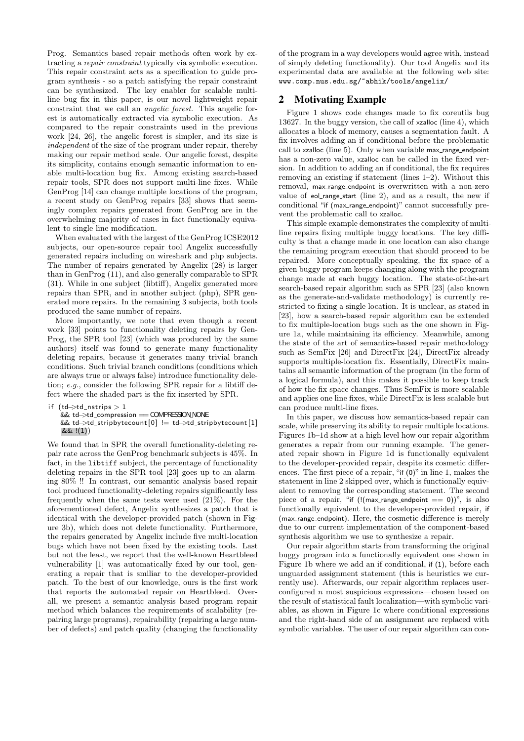Prog. Semantics based repair methods often work by extracting a *repair constraint* typically via symbolic execution. This repair constraint acts as a specification to guide program synthesis - so a patch satisfying the repair constraint can be synthesized. The key enabler for scalable multi-line bug fix in this paper, is our novel lightweight repair constraint that we call an *angelic forest*. This angelic forest is automatically extracted via symbolic execution. As compared to the repair constraints used in the previous work [24, 26], the angelic forest is simpler, and its size is *independent* of the size of the program under repair, thereby making our repair method scale. Our angelic forest, despite its simplicity, contains enough semantic information to enable multi-location bug fix. Among existing search-based repair tools, SPR does not support multi-line fixes. While GenProg [14] can change multiple locations of the program, a recent study on GenProg repairs [33] shows that seemingly complex repairs generated from GenProg are in the overwhelming majority of cases in fact functionally equivalent to single line modification.

When evaluated with the largest of the GenProg ICSE2012 subjects, our open-source repair tool Angelix successfully generated repairs including on wireshark and php subjects. The number of repairs generated by Angelix (28) is larger than in GenProg (11), and also generally comparable to SPR (31). While in one subject (libtiff), Angelix generated more repairs than SPR, and in another subject (php), SPR generated more repairs. In the remaining 3 subjects, both tools produced the same number of repairs.

More importantly, we note that even though a recent work [33] points to functionality deleting repairs by GenProg, the SPR tool [23] (which was produced by the same authors) itself was found to generate many functionality deleting repairs, because it generates many trivial branch conditions. Such trivial branch conditions (conditions which are always true or always false) introduce functionality deletion; *e.g.*, consider the following SPR repair for a libtiff defect where the shaded part is the fix inserted by SPR.

```
if (td->td_nstrips > 1
    && td->td_compression == COMPRESSION_NONE
    && td->td_stripbytecount[0] != td->td_stripbytecount[1]
    && !(1))
```

We found that in SPR the overall functionality-deleting repair rate across the GenProg benchmark subjects is 45%. In fact, in the `libtiff` subject, the percentage of functionality deleting repairs in the SPR tool [23] goes up to an alarming 80% !! In contrast, our semantic analysis based repair tool produced functionality-deleting repairs significantly less frequently when the same tests were used (21%). For the aforementioned defect, Angelix synthesizes a patch that is identical with the developer-provided patch (shown in Figure 3b), which does not delete functionality. Furthermore, the repairs generated by Angelix include five multi-location bugs which have not been fixed by the existing tools. Last but not the least, we report that the well-known Heartbleed vulnerability [1] was automatically fixed by our tool, generating a repair that is smiliar to the developer-provided patch. To the best of our knowledge, ours is the first work that reports the automated repair on Heartbleed. Overall, we present a semantic analysis based program repair method which balances the requirements of scalability (repairing large programs), repairability (repairing a large number of defects) and patch quality (changing the functionality of the program in a way developers would agree with, instead of simply deleting functionality). Our tool Angelix and its experimental data are available at the following web site: `www.comp.nus.edu.sg/~abhik/tools/angelix/`

## 2 Motivating Example

Figure 1 shows code changes made to fix coreutils bug 13627. In the buggy version, the call of xzalloc (line 4), which allocates a block of memory, causes a segmentation fault. A fix involves adding an if conditional before the problematic call to xzalloc (line 5). Only when variable max_range_endpoint has a non-zero value, xzalloc can be called in the fixed version. In addition to adding an if conditional, the fix requires removing an existing if statement (lines 1–2). Without this removal, max_range_endpoint is overwritten with a non-zero value of eol_range_start (line 2), and as a result, the new if conditional "if (max_range_endpoint)" cannot successfully prevent the problematic call to xzalloc.

This simple example demonstrates the complexity of multi-line repairs fixing multiple buggy locations. The key difficulty is that a change made in one location can also change the remaining program execution that should proceed to be repaired. More conceptually speaking, the fix space of a given buggy program keeps changing along with the program change made at each buggy location. The state-of-the-art search-based repair algorithm such as SPR [23] (also known as the generate-and-validate methodology) is currently restricted to fixing a single location. It is unclear, as stated in [23], how a search-based repair algorithm can be extended to fix multiple-location bugs such as the one shown in Figure 1a, while maintaining its efficiency. Meanwhile, among the state of the art of semantics-based repair methodology such as SemFix [26] and DirectFix [24], DirectFix already supports multiple-location fix. Essentially, DirectFix maintains all semantic information of the program (in the form of a logical formula), and this makes it possible to keep track of how the fix space changes. Thus SemFix is more scalable and applies one line fixes, while DirectFix is less scalable but can produce multi-line fixes.

In this paper, we discuss how semantics-based repair can scale, while preserving its ability to repair multiple locations. Figures 1b–1d show at a high level how our repair algorithm generates a repair from our running example. The generated repair shown in Figure 1d is functionally equivalent to the developer-provided repair, despite its cosmetic differences. The first piece of a repair, "if (0)" in line 1, makes the statement in line 2 skipped over, which is functionally equivalent to removing the corresponding statement. The second piece of a repair, "if (!(max_range_endpoint == 0))", is also functionally equivalent to the developer-provided repair, if (max_range_endpoint). Here, the cosmetic difference is merely due to our current implementation of the component-based synthesis algorithm we use to synthesize a repair.

Our repair algorithm starts from transforming the original buggy program into a functionally equivalent one shown in Figure 1b where we add an if conditional, if (1), before each unguarded assignment statement (this is heuristics we currently use). Afterwards, our repair algorithm replaces user-configured $n$ most suspicious expressions—chosen based on the result of statistical fault localization—with symbolic variables, as shown in Figure 1c where conditional expressions and the right-hand side of an assignment are replaced with symbolic variables. The user of our repair algorithm can con-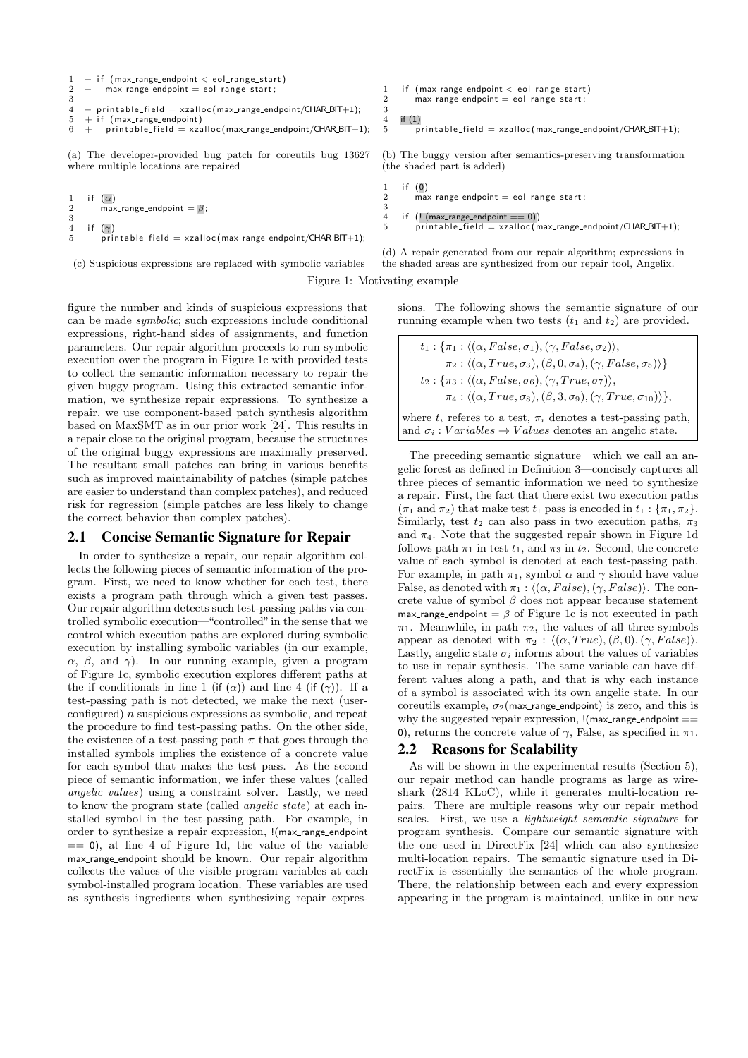```
1  - if (max_range_endpoint < eol_range_start)
2  -    max_range_endpoint = eol_range_start;
3
4  - printable_field = xzalloc(max_range_endpoint/CHAR_BIT+1);
5  + if (max_range_endpoint)
6  +    printable_field = xzalloc(max_range_endpoint/CHAR_BIT+1);
```

(a) The developer-provided bug patch for coreutils bug 13627 where multiple locations are repaired

```
1  if (max_range_endpoint < eol_range_start)
2     max_range_endpoint = eol_range_start;
3
4  if (1)
5     printable_field = xzalloc(max_range_endpoint/CHAR_BIT+1);
```

(b) The buggy version after semantics-preserving transformation (the shaded part is added)

```
1  if (α)
2     max_range_endpoint = β;
3
4  if (γ)
5     printable_field = xzalloc(max_range_endpoint/CHAR_BIT+1);
```

(c) Suspicious expressions are replaced with symbolic variables

```
1  if (0)
2     max_range_endpoint = eol_range_start;
3
4  if (! (max_range_endpoint == 0))
5     printable_field = xzalloc(max_range_endpoint/CHAR_BIT+1);
```

(d) A repair generated from our repair algorithm; expressions in the shaded areas are synthesized from our repair tool, Angelix.

Figure 1: Motivating example

figure the number and kinds of suspicious expressions that can be made *symbolic*; such expressions include conditional expressions, right-hand sides of assignments, and function parameters. Our repair algorithm proceeds to run symbolic execution over the program in Figure 1c with provided tests to collect the semantic information necessary to repair the given buggy program. Using this extracted semantic information, we synthesize repair expressions. To synthesize a repair, we use component-based patch synthesis algorithm based on MaxSMT as in our prior work [24]. This results in a repair close to the original program, because the structures of the original buggy expressions are maximally preserved. The resultant small patches can bring in various benefits such as improved maintainability of patches (simple patches are easier to understand than complex patches), and reduced risk for regression (simple patches are less likely to change the correct behavior than complex patches).

## 2.1 Concise Semantic Signature for Repair

In order to synthesize a repair, our repair algorithm collects the following pieces of semantic information of the program. First, we need to know whether for each test, there exists a program path through which a given test passes. Our repair algorithm detects such test-passing paths via controlled symbolic execution—"controlled" in the sense that we control which execution paths are explored during symbolic execution by installing symbolic variables (in our example, $\alpha$, $\beta$, and $\gamma$). In our running example, given a program of Figure 1c, symbolic execution explores different paths at the if conditionals in line 1 (if ($\alpha$)) and line 4 (if ($\gamma$)). If a test-passing path is not detected, we make the next (user-configured) $n$ suspicious expressions as symbolic, and repeat the procedure to find test-passing paths. On the other side, the existence of a test-passing path $\pi$ that goes through the installed symbols implies the existence of a concrete value for each symbol that makes the test pass. As the second piece of semantic information, we infer these values (called *angelic values*) using a constraint solver. Lastly, we need to know the program state (called *angelic state*) at each installed symbol in the test-passing path. For example, in order to synthesize a repair expression, !(max_range_endpoint == 0), at line 4 of Figure 1d, the value of the variable max_range_endpoint should be known. Our repair algorithm collects the values of the visible program variables at each symbol-installed program location. These variables are used as synthesis ingredients when synthesizing repair expressions. The following shows the semantic signature of our running example when two tests ($t_1$ and $t_2$) are provided.

$$t_1 : \{\pi_1 : \langle(\alpha, False, \sigma_1), (\gamma, False, \sigma_2)\rangle,$$
$$\pi_2 : \langle(\alpha, True, \sigma_3), (\beta, 0, \sigma_4), (\gamma, False, \sigma_5)\rangle\}$$
$$t_2 : \{\pi_3 : \langle(\alpha, False, \sigma_6), (\gamma, True, \sigma_7)\rangle,$$
$$\pi_4 : \langle(\alpha, True, \sigma_8), (\beta, 3, \sigma_9), (\gamma, True, \sigma_{10})\rangle\},$$

where $t_i$ referes to a test, $\pi_i$ denotes a test-passing path, and $\sigma_i : Variables \to Values$ denotes an angelic state.

The preceding semantic signature—which we call an angelic forest as defined in Definition 3—concisely captures all three pieces of semantic information we need to synthesize a repair. First, the fact that there exist two execution paths ($\pi_1$ and $\pi_2$) that make test $t_1$ pass is encoded in $t_1 : \{\pi_1, \pi_2\}$. Similarly, test $t_2$ can also pass in two execution paths, $\pi_3$ and $\pi_4$. Note that the suggested repair shown in Figure 1d follows path $\pi_1$ in test $t_1$, and $\pi_3$ in $t_2$. Second, the concrete value of each symbol is denoted at each test-passing path. For example, in path $\pi_1$, symbol $\alpha$ and $\gamma$ should have value False, as denoted with $\pi_1 : \langle(\alpha, False), (\gamma, False)\rangle$. The concrete value of symbol $\beta$ does not appear because statement max_range_endpoint = $\beta$ of Figure 1c is not executed in path $\pi_1$. Meanwhile, in path $\pi_2$, the values of all three symbols appear as denoted with $\pi_2 : \langle(\alpha, True), (\beta, 0), (\gamma, False)\rangle$. Lastly, angelic state $\sigma_i$ informs about the values of variables to use in repair synthesis. The same variable can have different values along a path, and that is why each instance of a symbol is associated with its own angelic state. In our coreutils example, $\sigma_2$(max_range_endpoint) is zero, and this is why the suggested repair expression, !(max_range_endpoint == 0), returns the concrete value of $\gamma$, False, as specified in $\pi_1$.

## 2.2 Reasons for Scalability

As will be shown in the experimental results (Section 5), our repair method can handle programs as large as wireshark (2814 KLoC), while it generates multi-location repairs. There are multiple reasons why our repair method scales. First, we use a *lightweight semantic signature* for program synthesis. Compare our semantic signature with the one used in DirectFix [24] which can also synthesize multi-location repairs. The semantic signature used in DirectFix is essentially the semantics of the whole program. There, the relationship between each and every expression appearing in the program is maintained, unlike in our new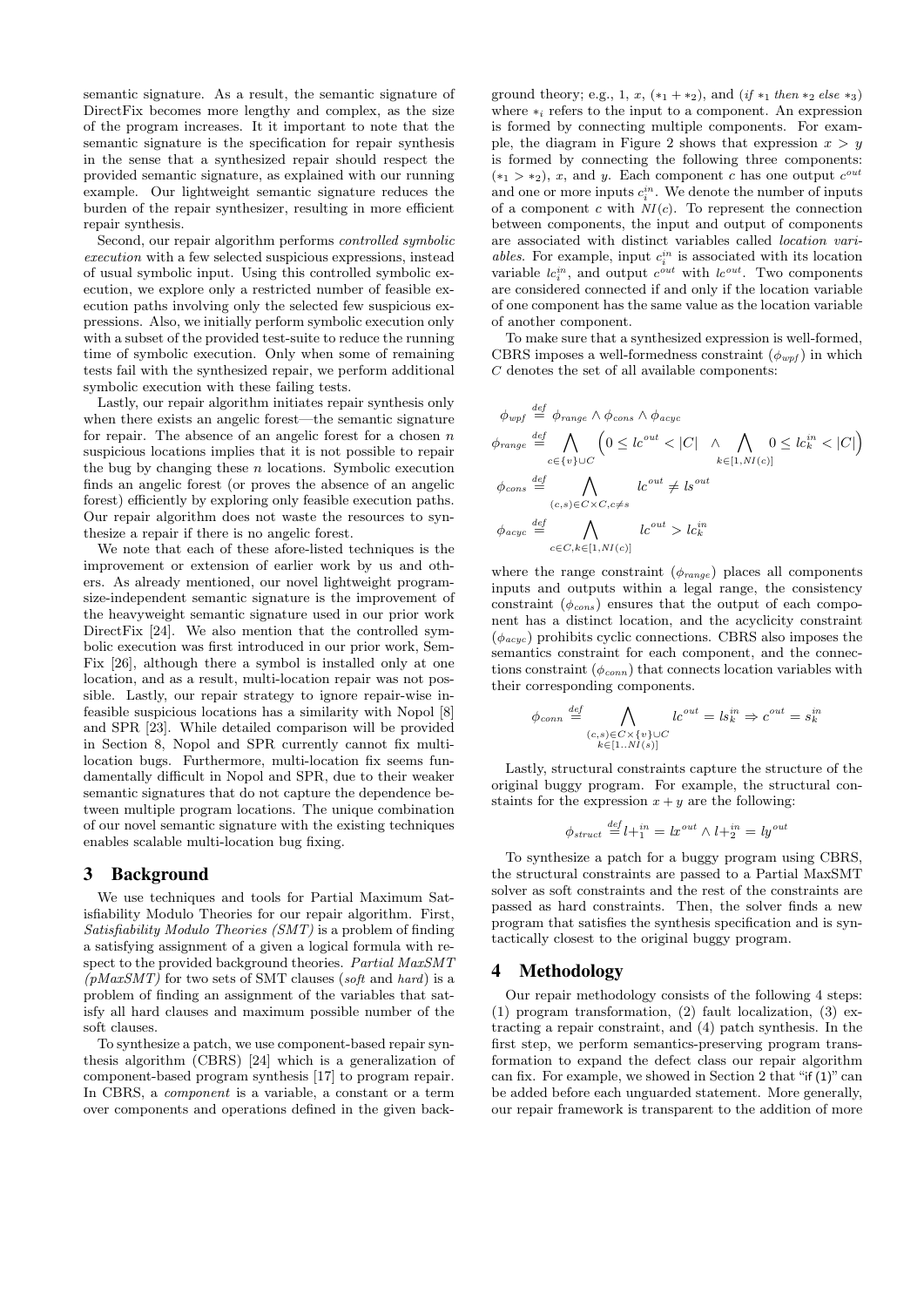semantic signature. As a result, the semantic signature of DirectFix becomes more lengthy and complex, as the size of the program increases. It it important to note that the semantic signature is the specification for repair synthesis in the sense that a synthesized repair should respect the provided semantic signature, as explained with our running example. Our lightweight semantic signature reduces the burden of the repair synthesizer, resulting in more efficient repair synthesis.

Second, our repair algorithm performs *controlled symbolic execution* with a few selected suspicious expressions, instead of usual symbolic input. Using this controlled symbolic execution, we explore only a restricted number of feasible execution paths involving only the selected few suspicious expressions. Also, we initially perform symbolic execution only with a subset of the provided test-suite to reduce the running time of symbolic execution. Only when some of remaining tests fail with the synthesized repair, we perform additional symbolic execution with these failing tests.

Lastly, our repair algorithm initiates repair synthesis only when there exists an angelic forest—the semantic signature for repair. The absence of an angelic forest for a chosen $n$ suspicious locations implies that it is not possible to repair the bug by changing these $n$ locations. Symbolic execution finds an angelic forest (or proves the absence of an angelic forest) efficiently by exploring only feasible execution paths. Our repair algorithm does not waste the resources to synthesize a repair if there is no angelic forest.

We note that each of these afore-listed techniques is the improvement or extension of earlier work by us and others. As already mentioned, our novel lightweight program-size-independent semantic signature is the improvement of the heavyweight semantic signature used in our prior work DirectFix [24]. We also mention that the controlled symbolic execution was first introduced in our prior work, SemFix [26], although there a symbol is installed only at one location, and as a result, multi-location repair was not possible. Lastly, our repair strategy to ignore repair-wise infeasible suspicious locations has a similarity with Nopol [8] and SPR [23]. While detailed comparison will be provided in Section 8, Nopol and SPR currently cannot fix multi-location bugs. Furthermore, multi-location fix seems fundamentally difficult in Nopol and SPR, due to their weaker semantic signatures that do not capture the dependence between multiple program locations. The unique combination of our novel semantic signature with the existing techniques enables scalable multi-location bug fixing.

## 3 Background

We use techniques and tools for Partial Maximum Satisfiability Modulo Theories for our repair algorithm. First, *Satisfiability Modulo Theories (SMT)* is a problem of finding a satisfying assignment of a given a logical formula with respect to the provided background theories. *Partial MaxSMT (pMaxSMT)* for two sets of SMT clauses (*soft* and *hard*) is a problem of finding an assignment of the variables that satisfy all hard clauses and maximum possible number of the soft clauses.

To synthesize a patch, we use component-based repair synthesis algorithm (CBRS) [24] which is a generalization of component-based program synthesis [17] to program repair. In CBRS, a *component* is a variable, a constant or a term over components and operations defined in the given background theory; e.g., 1, $x$, $(*_1 + *_2)$, and $(\mathit{if}\ *_1\ \mathit{then}\ *_2\ \mathit{else}\ *_3)$ where $*_i$ refers to the input to a component. An expression is formed by connecting multiple components. For example, the diagram in Figure 2 shows that expression $x > y$ is formed by connecting the following three components: $(*_1 > *_2)$, $x$, and $y$. Each component $c$ has one output $c^{out}$ and one or more inputs $c_i^{in}$. We denote the number of inputs of a component $c$ with $NI(c)$. To represent the connection between components, the input and output of components are associated with distinct variables called *location variables*. For example, input $c_i^{in}$ is associated with its location variable $lc_i^{in}$, and output $c^{out}$ with $lc^{out}$. Two components are considered connected if and only if the location variable of one component has the same value as the location variable of another component.

To make sure that a synthesized expression is well-formed, CBRS imposes a well-formedness constraint ($\phi_{wpf}$) in which $C$ denotes the set of all available components:

$$
\begin{aligned}
\phi_{wpf} &\stackrel{def}{=} \phi_{range} \wedge \phi_{cons} \wedge \phi_{acyc} \\
\phi_{range} &\stackrel{def}{=} \bigwedge_{c \in \{v\} \cup C} \Big( 0 \le lc^{out} < |C| \ \wedge \bigwedge_{k \in [1, NI(c)]} 0 \le lc_k^{in} < |C| \Big) \\
\phi_{cons} &\stackrel{def}{=} \bigwedge_{(c,s) \in C \times C, c \neq s} lc^{out} \neq ls^{out} \\
\phi_{acyc} &\stackrel{def}{=} \bigwedge_{c \in C, k \in [1, NI(c)]} lc^{out} > lc_k^{in}
\end{aligned}
$$

where the range constraint ($\phi_{range}$) places all components inputs and outputs within a legal range, the consistency constraint ($\phi_{cons}$) ensures that the output of each component has a distinct location, and the acyclicity constraint ($\phi_{acyc}$) prohibits cyclic connections. CBRS also imposes the semantics constraint for each component, and the connections constraint ($\phi_{conn}$) that connects location variables with their corresponding components.

$$
\phi_{conn} \stackrel{def}{=} \bigwedge_{\substack{(c,s) \in C \times \{v\} \cup C \\ k \in [1..NI(s)]}} lc^{out} = ls_k^{in} \Rightarrow c^{out} = s_k^{in}
$$

Lastly, structural constraints capture the structure of the original buggy program. For example, the structural constaints for the expression $x + y$ are the following:

$$
\phi_{struct} \stackrel{def}{=} l{+}_1^{in} = lx^{out} \wedge l{+}_2^{in} = ly^{out}
$$

To synthesize a patch for a buggy program using CBRS, the structural constraints are passed to a Partial MaxSMT solver as soft constraints and the rest of the constraints are passed as hard constraints. Then, the solver finds a new program that satisfies the synthesis specification and is syntactically closest to the original buggy program.

## 4 Methodology

Our repair methodology consists of the following 4 steps: (1) program transformation, (2) fault localization, (3) extracting a repair constraint, and (4) patch synthesis. In the first step, we perform semantics-preserving program transformation to expand the defect class our repair algorithm can fix. For example, we showed in Section 2 that "if (1)" can be added before each unguarded statement. More generally, our repair framework is transparent to the addition of more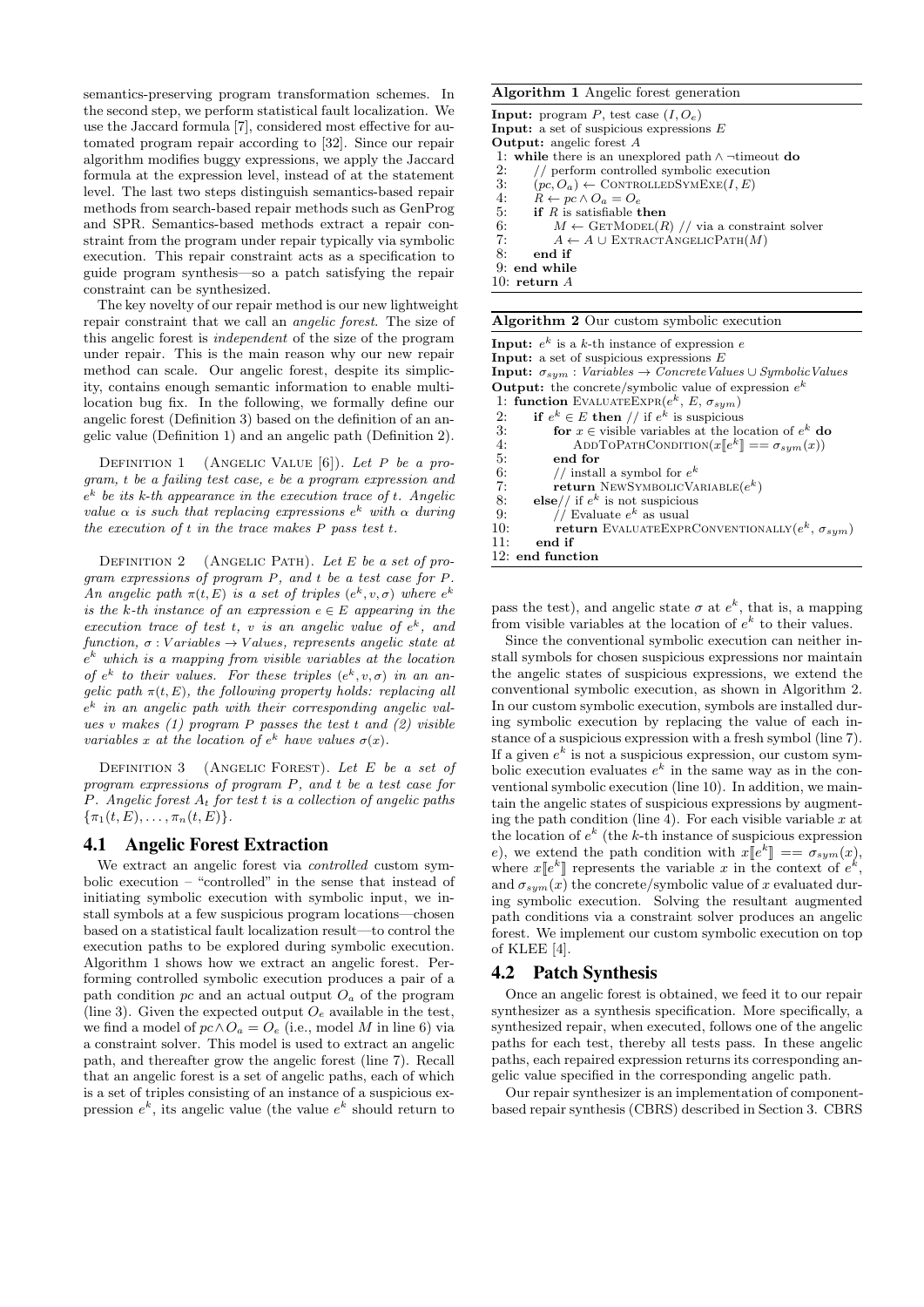semantics-preserving program transformation schemes. In the second step, we perform statistical fault localization. We use the Jaccard formula [7], considered most effective for automated program repair according to [32]. Since our repair algorithm modifies buggy expressions, we apply the Jaccard formula at the expression level, instead of at the statement level. The last two steps distinguish semantics-based repair methods from search-based repair methods such as GenProg and SPR. Semantics-based methods extract a repair constraint from the program under repair typically via symbolic execution. This repair constraint acts as a specification to guide program synthesis—so a patch satisfying the repair constraint can be synthesized.

The key novelty of our repair method is our new lightweight repair constraint that we call an *angelic forest*. The size of this angelic forest is *independent* of the size of the program under repair. This is the main reason why our new repair method can scale. Our angelic forest, despite its simplicity, contains enough semantic information to enable multi-location bug fix. In the following, we formally define our angelic forest (Definition 3) based on the definition of an angelic value (Definition 1) and an angelic path (Definition 2).

Definition 1 (Angelic Value [6]). *Let $P$ be a program, $t$ be a failing test case, $e$ be a program expression and $e^k$ be its $k$-th appearance in the execution trace of $t$. Angelic value $\alpha$ is such that replacing expressions $e^k$ with $\alpha$ during the execution of $t$ in the trace makes $P$ pass test $t$.*

Definition 2 (Angelic Path). *Let $E$ be a set of program expressions of program $P$, and $t$ be a test case for $P$. An angelic path $\pi(t, E)$ is a set of triples $(e^k, v, \sigma)$ where $e^k$ is the $k$-th instance of an expression $e \in E$ appearing in the execution trace of test $t$, $v$ is an angelic value of $e^k$, and function, $\sigma : Variables \rightarrow Values$, represents angelic state at $e^k$ which is a mapping from visible variables at the location of $e^k$ to their values. For these triples $(e^k, v, \sigma)$ in an angelic path $\pi(t, E)$, the following property holds: replacing all $e^k$ in an angelic path with their corresponding angelic values $v$ makes (1) program $P$ passes the test $t$ and (2) visible variables $x$ at the location of $e^k$ have values $\sigma(x)$.*

Definition 3 (Angelic Forest). *Let $E$ be a set of program expressions of program $P$, and $t$ be a test case for $P$. Angelic forest $A_t$ for test $t$ is a collection of angelic paths $\{\pi_1(t, E), \ldots, \pi_n(t, E)\}$.*

## 4.1 Angelic Forest Extraction

We extract an angelic forest via *controlled* custom symbolic execution – "controlled" in the sense that instead of initiating symbolic execution with symbolic input, we install symbols at a few suspicious program locations—chosen based on a statistical fault localization result—to control the execution paths to be explored during symbolic execution. Algorithm 1 shows how we extract an angelic forest. Performing controlled symbolic execution produces a pair of a path condition $pc$ and an actual output $O_a$ of the program (line 3). Given the expected output $O_e$ available in the test, we find a model of $pc \wedge O_a = O_e$ (i.e., model $M$ in line 6) via a constraint solver. This model is used to extract an angelic path, and thereafter grow the angelic forest (line 7). Recall that an angelic forest is a set of angelic paths, each of which is a set of triples consisting of an instance of a suspicious expression $e^k$, its angelic value (the value $e^k$ should return to pass the test), and angelic state $\sigma$ at $e^k$, that is, a mapping from visible variables at the location of $e^k$ to their values.

**Algorithm 1** Angelic forest generation

```
Input: program P, test case (I, O_e)
Input: a set of suspicious expressions E
Output: angelic forest A
 1: while there is an unexplored path ∧ ¬timeout do
 2:     // perform controlled symbolic execution
 3:     (pc, O_a) ← ControlledSymExe(I, E)
 4:     R ← pc ∧ O_a = O_e
 5:     if R is satisfiable then
 6:         M ← GetModel(R) // via a constraint solver
 7:         A ← A ∪ ExtractAngelicPath(M)
 8:     end if
 9: end while
10: return A
```

**Algorithm 2** Our custom symbolic execution

```
Input: e^k is a k-th instance of expression e
Input: a set of suspicious expressions E
Input: σ_sym : Variables → ConcreteValues ∪ SymbolicValues
Output: the concrete/symbolic value of expression e^k
 1: function EvaluateExpr(e^k, E, σ_sym)
 2:     if e^k ∈ E then // if e^k is suspicious
 3:         for x ∈ visible variables at the location of e^k do
 4:             AddToPathCondition(x⟦e^k⟧ == σ_sym(x))
 5:         end for
 6:         // install a symbol for e^k
 7:         return NewSymbolicVariable(e^k)
 8:     else// if e^k is not suspicious
 9:         // Evaluate e^k as usual
10:         return EvaluateExprConventionally(e^k, σ_sym)
11:     end if
12: end function
```

Since the conventional symbolic execution can neither install symbols for chosen suspicious expressions nor maintain the angelic states of suspicious expressions, we extend the conventional symbolic execution, as shown in Algorithm 2. In our custom symbolic execution, symbols are installed during symbolic execution by replacing the value of each instance of a suspicious expression with a fresh symbol (line 7). If a given $e^k$ is not a suspicious expression, our custom symbolic execution evaluates $e^k$ in the same way as in the conventional symbolic execution (line 10). In addition, we maintain the angelic states of suspicious expressions by augmenting the path condition (line 4). For each visible variable $x$ at the location of $e^k$ (the $k$-th instance of suspicious expression $e$), we extend the path condition with $x[\![e^k]\!] == \sigma_{sym}(x)$, where $x[\![e^k]\!]$ represents the variable $x$ in the context of $e^k$, and $\sigma_{sym}(x)$ the concrete/symbolic value of $x$ evaluated during symbolic execution. Solving the resultant augmented path conditions via a constraint solver produces an angelic forest. We implement our custom symbolic execution on top of KLEE [4].

## 4.2 Patch Synthesis

Once an angelic forest is obtained, we feed it to our repair synthesizer as a synthesis specification. More specifically, a synthesized repair, when executed, follows one of the angelic paths for each test, thereby all tests pass. In these angelic paths, each repaired expression returns its corresponding angelic value specified in the corresponding angelic path.

Our repair synthesizer is an implementation of component-based repair synthesis (CBRS) described in Section 3. CBRS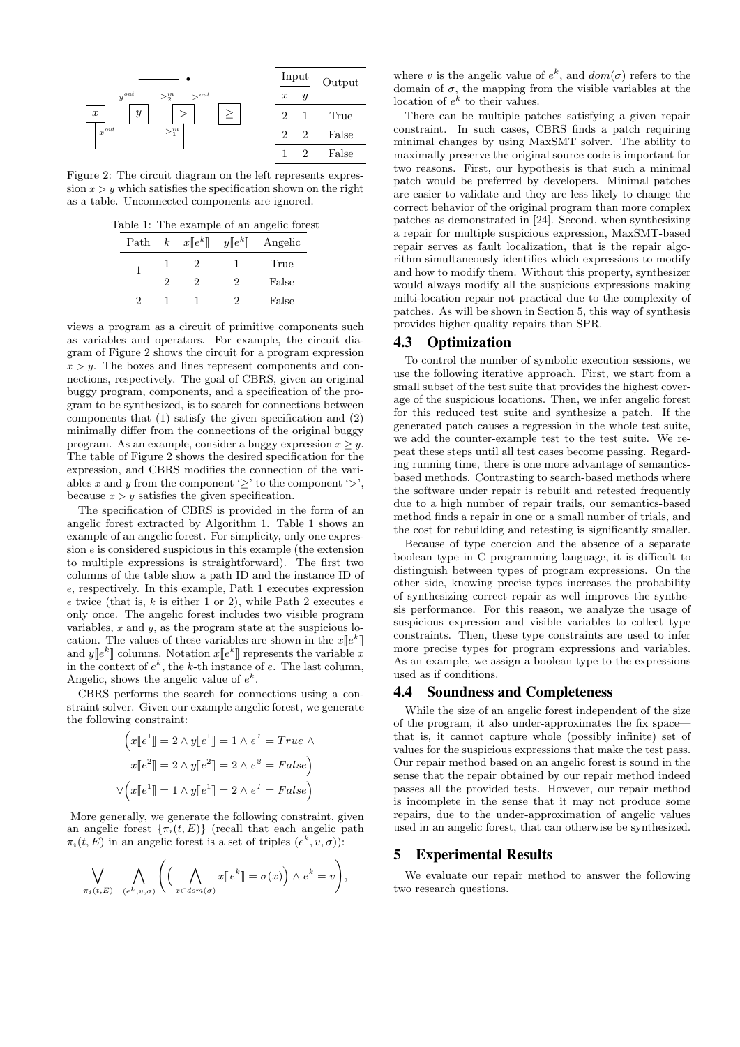| Input | | Output |
|---|---|---|
| $x$ | $y$ | |
| 2 | 1 | True |
| 2 | 2 | False |
| 1 | 2 | False |

Figure 2: The circuit diagram on the left represents expression $x > y$ which satisfies the specification shown on the right as a table. Unconnected components are ignored.

Table 1: The example of an angelic forest

| Path | $k$ | $x[\![e^k]\!]$ | $y[\![e^k]\!]$ | Angelic |
|---|---|---|---|---|
| 1 | 1 | 2 | 1 | True |
| | 2 | 2 | 2 | False |
| 2 | 1 | 1 | 2 | False |

views a program as a circuit of primitive components such as variables and operators. For example, the circuit diagram of Figure 2 shows the circuit for a program expression $x > y$. The boxes and lines represent components and connections, respectively. The goal of CBRS, given an original buggy program, components, and a specification of the program to be synthesized, is to search for connections between components that (1) satisfy the given specification and (2) minimally differ from the connections of the original buggy program. As an example, consider a buggy expression $x \geq y$. The table of Figure 2 shows the desired specification for the expression, and CBRS modifies the connection of the variables $x$ and $y$ from the component '$\geq$' to the component '$>$', because $x > y$ satisfies the given specification.

The specification of CBRS is provided in the form of an angelic forest extracted by Algorithm 1. Table 1 shows an example of an angelic forest. For simplicity, only one expression $e$ is considered suspicious in this example (the extension to multiple expressions is straightforward). The first two columns of the table show a path ID and the instance ID of $e$, respectively. In this example, Path 1 executes expression $e$ twice (that is, $k$ is either 1 or 2), while Path 2 executes $e$ only once. The angelic forest includes two visible program variables, $x$ and $y$, as the program state at the suspicious location. The values of these variables are shown in the $x[\![e^k]\!]$ and $y[\![e^k]\!]$ columns. Notation $x[\![e^k]\!]$ represents the variable $x$ in the context of $e^k$, the $k$-th instance of $e$. The last column, Angelic, shows the angelic value of $e^k$.

CBRS performs the search for connections using a constraint solver. Given our example angelic forest, we generate the following constraint:

$$\Big(x[\![e^1]\!] = 2 \land y[\![e^1]\!] = 1 \land e^1 = True \land$$
$$x[\![e^2]\!] = 2 \land y[\![e^2]\!] = 2 \land e^2 = False\Big)$$
$$\lor\Big(x[\![e^1]\!] = 1 \land y[\![e^1]\!] = 2 \land e^1 = False\Big)$$

More generally, we generate the following constraint, given an angelic forest $\{\pi_i(t, E)\}$ (recall that each angelic path $\pi_i(t, E)$ in an angelic forest is a set of triples $(e^k, v, \sigma)$):

$$\bigvee_{\pi_i(t,E)} \bigwedge_{(e^k,v,\sigma)} \left(\Big(\bigwedge_{x \in dom(\sigma)} x[\![e^k]\!] = \sigma(x)\Big) \land e^k = v\right),$$

where $v$ is the angelic value of $e^k$, and $dom(\sigma)$ refers to the domain of $\sigma$, the mapping from the visible variables at the location of $e^k$ to their values.

There can be multiple patches satisfying a given repair constraint. In such cases, CBRS finds a patch requiring minimal changes by using MaxSMT solver. The ability to maximally preserve the original source code is important for two reasons. First, our hypothesis is that such a minimal patch would be preferred by developers. Minimal patches are easier to validate and they are less likely to change the correct behavior of the original program than more complex patches as demonstrated in [24]. Second, when synthesizing a repair for multiple suspicious expression, MaxSMT-based repair serves as fault localization, that is the repair algorithm simultaneously identifies which expressions to modify and how to modify them. Without this property, synthesizer would always modify all the suspicious expressions making milti-location repair not practical due to the complexity of patches. As will be shown in Section 5, this way of synthesis provides higher-quality repairs than SPR.

## 4.3 Optimization

To control the number of symbolic execution sessions, we use the following iterative approach. First, we start from a small subset of the test suite that provides the highest coverage of the suspicious locations. Then, we infer angelic forest for this reduced test suite and synthesize a patch. If the generated patch causes a regression in the whole test suite, we add the counter-example test to the test suite. We repeat these steps until all test cases become passing. Regarding running time, there is one more advantage of semantics-based methods. Contrasting to search-based methods where the software under repair is rebuilt and retested frequently due to a high number of repair trails, our semantics-based method finds a repair in one or a small number of trials, and the cost for rebuilding and retesting is significantly smaller.

Because of type coercion and the absence of a separate boolean type in C programming language, it is difficult to distinguish between types of program expressions. On the other side, knowing precise types increases the probability of synthesizing correct repair as well improves the synthesis performance. For this reason, we analyze the usage of suspicious expression and visible variables to collect type constraints. Then, these type constraints are used to infer more precise types for program expressions and variables. As an example, we assign a boolean type to the expressions used as if conditions.

## 4.4 Soundness and Completeness

While the size of an angelic forest independent of the size of the program, it also under-approximates the fix space—that is, it cannot capture whole (possibly infinite) set of values for the suspicious expressions that make the test pass. Our repair method based on an angelic forest is sound in the sense that the repair obtained by our repair method indeed passes all the provided tests. However, our repair method is incomplete in the sense that it may not produce some repairs, due to the under-approximation of angelic values used in an angelic forest, that can otherwise be synthesized.

# 5 Experimental Results

We evaluate our repair method to answer the following two research questions.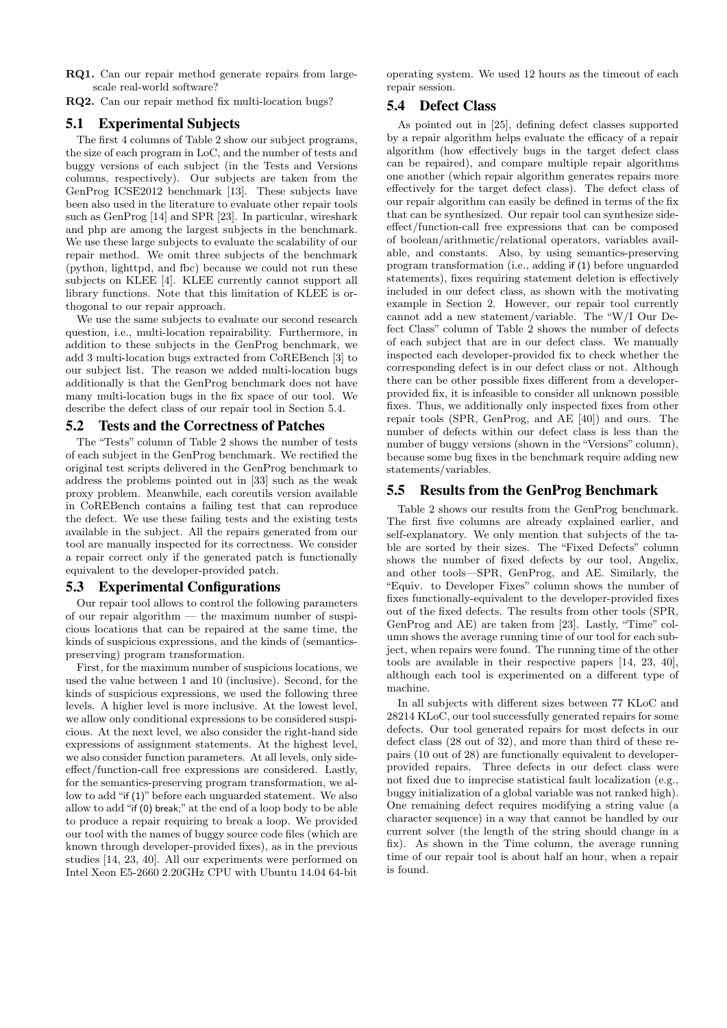**RQ1.** Can our repair method generate repairs from large-scale real-world software?

**RQ2.** Can our repair method fix multi-location bugs?

## 5.1 Experimental Subjects

The first 4 columns of Table 2 show our subject programs, the size of each program in LoC, and the number of tests and buggy versions of each subject (in the Tests and Versions columns, respectively). Our subjects are taken from the GenProg ICSE2012 benchmark [13]. These subjects have been also used in the literature to evaluate other repair tools such as GenProg [14] and SPR [23]. In particular, wireshark and php are among the largest subjects in the benchmark. We use these large subjects to evaluate the scalability of our repair method. We omit three subjects of the benchmark (python, lighttpd, and fbc) because we could not run these subjects on KLEE [4]. KLEE currently cannot support all library functions. Note that this limitation of KLEE is orthogonal to our repair approach.

We use the same subjects to evaluate our second research question, i.e., multi-location repairability. Furthermore, in addition to these subjects in the GenProg benchmark, we add 3 multi-location bugs extracted from CoREBench [3] to our subject list. The reason we added multi-location bugs additionally is that the GenProg benchmark does not have many multi-location bugs in the fix space of our tool. We describe the defect class of our repair tool in Section 5.4.

## 5.2 Tests and the Correctness of Patches

The "Tests" column of Table 2 shows the number of tests of each subject in the GenProg benchmark. We rectified the original test scripts delivered in the GenProg benchmark to address the problems pointed out in [33] such as the weak proxy problem. Meanwhile, each coreutils version available in CoREBench contains a failing test that can reproduce the defect. We use these failing tests and the existing tests available in the subject. All the repairs generated from our tool are manually inspected for its correctness. We consider a repair correct only if the generated patch is functionally equivalent to the developer-provided patch.

## 5.3 Experimental Configurations

Our repair tool allows to control the following parameters of our repair algorithm — the maximum number of suspicious locations that can be repaired at the same time, the kinds of suspicious expressions, and the kinds of (semantics-preserving) program transformation.

First, for the maximum number of suspicious locations, we used the value between 1 and 10 (inclusive). Second, for the kinds of suspicious expressions, we used the following three levels. A higher level is more inclusive. At the lowest level, we allow only conditional expressions to be considered suspicious. At the next level, we also consider the right-hand side expressions of assignment statements. At the highest level, we also consider function parameters. At all levels, only side-effect/function-call free expressions are considered. Lastly, for the semantics-preserving program transformation, we allow to add "`if (1)`" before each unguarded statement. We also allow to add "`if (0) break;`" at the end of a loop body to be able to produce a repair requiring to break a loop. We provided our tool with the names of buggy source code files (which are known through developer-provided fixes), as in the previous studies [14, 23, 40]. All our experiments were performed on Intel Xeon E5-2660 2.20GHz CPU with Ubuntu 14.04 64-bit operating system. We used 12 hours as the timeout of each repair session.

## 5.4 Defect Class

As pointed out in [25], defining defect classes supported by a repair algorithm helps evaluate the efficacy of a repair algorithm (how effectively bugs in the target defect class can be repaired), and compare multiple repair algorithms one another (which repair algorithm generates repairs more effectively for the target defect class). The defect class of our repair algorithm can easily be defined in terms of the fix that can be synthesized. Our repair tool can synthesize side-effect/function-call free expressions that can be composed of boolean/arithmetic/relational operators, variables available, and constants. Also, by using semantics-preserving program transformation (i.e., adding `if (1)` before unguarded statements), fixes requiring statement deletion is effectively included in our defect class, as shown with the motivating example in Section 2. However, our repair tool currently cannot add a new statement/variable. The "W/I Our Defect Class" column of Table 2 shows the number of defects of each subject that are in our defect class. We manually inspected each developer-provided fix to check whether the corresponding defect is in our defect class or not. Although there can be other possible fixes different from a developer-provided fix, it is infeasible to consider all unknown possible fixes. Thus, we additionally only inspected fixes from other repair tools (SPR, GenProg, and AE [40]) and ours. The number of defects within our defect class is less than the number of buggy versions (shown in the "Versions" column), because some bug fixes in the benchmark require adding new statements/variables.

## 5.5 Results from the GenProg Benchmark

Table 2 shows our results from the GenProg benchmark. The first five columns are already explained earlier, and self-explanatory. We only mention that subjects of the table are sorted by their sizes. The "Fixed Defects" column shows the number of fixed defects by our tool, Angelix, and other tools—SPR, GenProg, and AE. Similarly, the "Equiv. to Developer Fixes" column shows the number of fixes functionally-equivalent to the developer-provided fixes out of the fixed defects. The results from other tools (SPR, GenProg and AE) are taken from [23]. Lastly, "Time" column shows the average running time of our tool for each subject, when repairs were found. The running time of the other tools are available in their respective papers [14, 23, 40], although each tool is experimented on a different type of machine.

In all subjects with different sizes between 77 KLoC and 28214 KLoC, our tool successfully generated repairs for some defects. Our tool generated repairs for most defects in our defect class (28 out of 32), and more than third of these repairs (10 out of 28) are functionally equivalent to developer-provided repairs. Three defects in our defect class were not fixed due to imprecise statistical fault localization (e.g., buggy initialization of a global variable was not ranked high). One remaining defect requires modifying a string value (a character sequence) in a way that cannot be handled by our current solver (the length of the string should change in a fix). As shown in the Time column, the average running time of our repair tool is about half an hour, when a repair is found.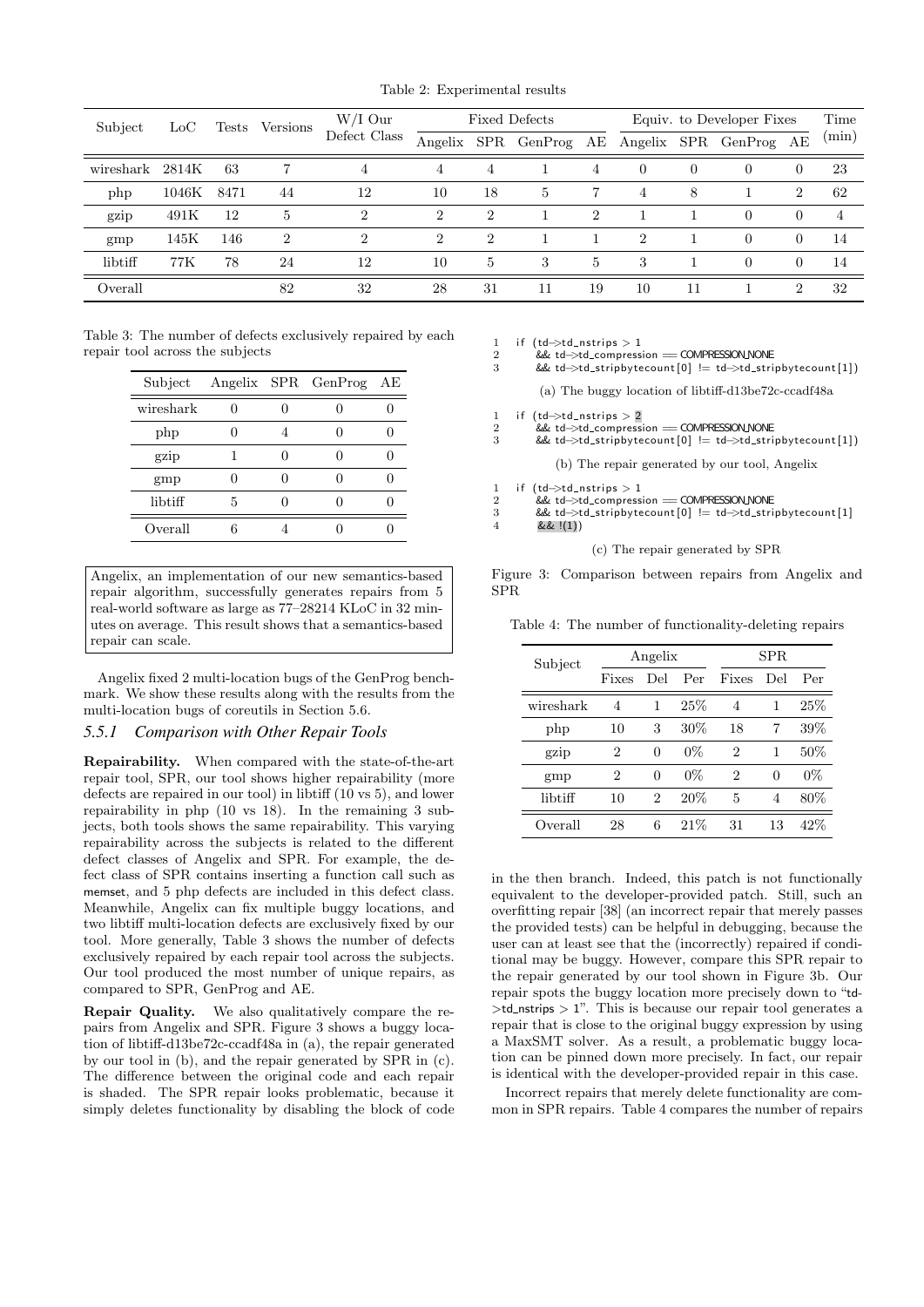Table 2: Experimental results

| Subject | LoC | Tests | Versions | W/I Our Defect Class | Fixed Defects | | | | Equiv. to Developer Fixes | | | | Time (min) |
|---|---|---|---|---|---|---|---|---|---|---|---|---|---|
| | | | | | Angelix | SPR | GenProg | AE | Angelix | SPR | GenProg | AE | |
| wireshark | 2814K | 63 | 7 | 4 | 4 | 4 | 1 | 4 | 0 | 0 | 0 | 0 | 23 |
| php | 1046K | 8471 | 44 | 12 | 10 | 18 | 5 | 7 | 4 | 8 | 1 | 2 | 62 |
| gzip | 491K | 12 | 5 | 2 | 2 | 2 | 1 | 2 | 1 | 1 | 0 | 0 | 4 |
| gmp | 145K | 146 | 2 | 2 | 2 | 2 | 1 | 1 | 2 | 1 | 0 | 0 | 14 |
| libtiff | 77K | 78 | 24 | 12 | 10 | 5 | 3 | 5 | 3 | 1 | 0 | 0 | 14 |
| Overall | | | 82 | 32 | 28 | 31 | 11 | 19 | 10 | 11 | 1 | 2 | 32 |

Table 3: The number of defects exclusively repaired by each repair tool across the subjects

| Subject | Angelix | SPR | GenProg | AE |
|---|---|---|---|---|
| wireshark | 0 | 0 | 0 | 0 |
| php | 0 | 4 | 0 | 0 |
| gzip | 1 | 0 | 0 | 0 |
| gmp | 0 | 0 | 0 | 0 |
| libtiff | 5 | 0 | 0 | 0 |
| Overall | 6 | 4 | 0 | 0 |

> Angelix, an implementation of our new semantics-based repair algorithm, successfully generates repairs from 5 real-world software as large as 77–28214 KLoC in 32 minutes on average. This result shows that a semantics-based repair can scale.

Angelix fixed 2 multi-location bugs of the GenProg benchmark. We show these results along with the results from the multi-location bugs of coreutils in Section 5.6.

### 5.5.1 Comparison with Other Repair Tools

**Repairability.** When compared with the state-of-the-art repair tool, SPR, our tool shows higher repairability (more defects are repaired in our tool) in libtiff (10 vs 5), and lower repairability in php (10 vs 18). In the remaining 3 subjects, both tools shows the same repairability. This varying repairability across the subjects is related to the different defect classes of Angelix and SPR. For example, the defect class of SPR contains inserting a function call such as memset, and 5 php defects are included in this defect class. Meanwhile, Angelix can fix multiple buggy locations, and two libtiff multi-location defects are exclusively fixed by our tool. More generally, Table 3 shows the number of defects exclusively repaired by each repair tool across the subjects. Our tool produced the most number of unique repairs, as compared to SPR, GenProg and AE.

**Repair Quality.** We also qualitatively compare the repairs from Angelix and SPR. Figure 3 shows a buggy location of libtiff-d13be72c-ccadf48a in (a), the repair generated by our tool in (b), and the repair generated by SPR in (c). The difference between the original code and each repair is shaded. The SPR repair looks problematic, because it simply deletes functionality by disabling the block of code

```
1  if (td->td_nstrips > 1
2      && td->td_compression == COMPRESSION_NONE
3      && td->td_stripbytecount[0] != td->td_stripbytecount[1])
```

(a) The buggy location of libtiff-d13be72c-ccadf48a

```
1  if (td->td_nstrips > 2
2      && td->td_compression == COMPRESSION_NONE
3      && td->td_stripbytecount[0] != td->td_stripbytecount[1])
```

(b) The repair generated by our tool, Angelix

```
1  if (td->td_nstrips > 1
2      && td->td_compression == COMPRESSION_NONE
3      && td->td_stripbytecount[0] != td->td_stripbytecount[1]
4      && !(1))
```

(c) The repair generated by SPR

Figure 3: Comparison between repairs from Angelix and SPR

Table 4: The number of functionality-deleting repairs

| Subject | Angelix | | | SPR | | |
|---|---|---|---|---|---|---|
| | Fixes | Del | Per | Fixes | Del | Per |
| wireshark | 4 | 1 | 25% | 4 | 1 | 25% |
| php | 10 | 3 | 30% | 18 | 7 | 39% |
| gzip | 2 | 0 | 0% | 2 | 1 | 50% |
| gmp | 2 | 0 | 0% | 2 | 0 | 0% |
| libtiff | 10 | 2 | 20% | 5 | 4 | 80% |
| Overall | 28 | 6 | 21% | 31 | 13 | 42% |

in the then branch. Indeed, this patch is not functionally equivalent to the developer-provided patch. Still, such an overfitting repair [38] (an incorrect repair that merely passes the provided tests) can be helpful in debugging, because the user can at least see that the (incorrectly) repaired if conditional may be buggy. However, compare this SPR repair to the repair generated by our tool shown in Figure 3b. Our repair spots the buggy location more precisely down to "td->td_nstrips > 1". This is because our repair tool generates a repair that is close to the original buggy expression by using a MaxSMT solver. As a result, a problematic buggy location can be pinned down more precisely. In fact, our repair is identical with the developer-provided repair in this case.

Incorrect repairs that merely delete functionality are common in SPR repairs. Table 4 compares the number of repairs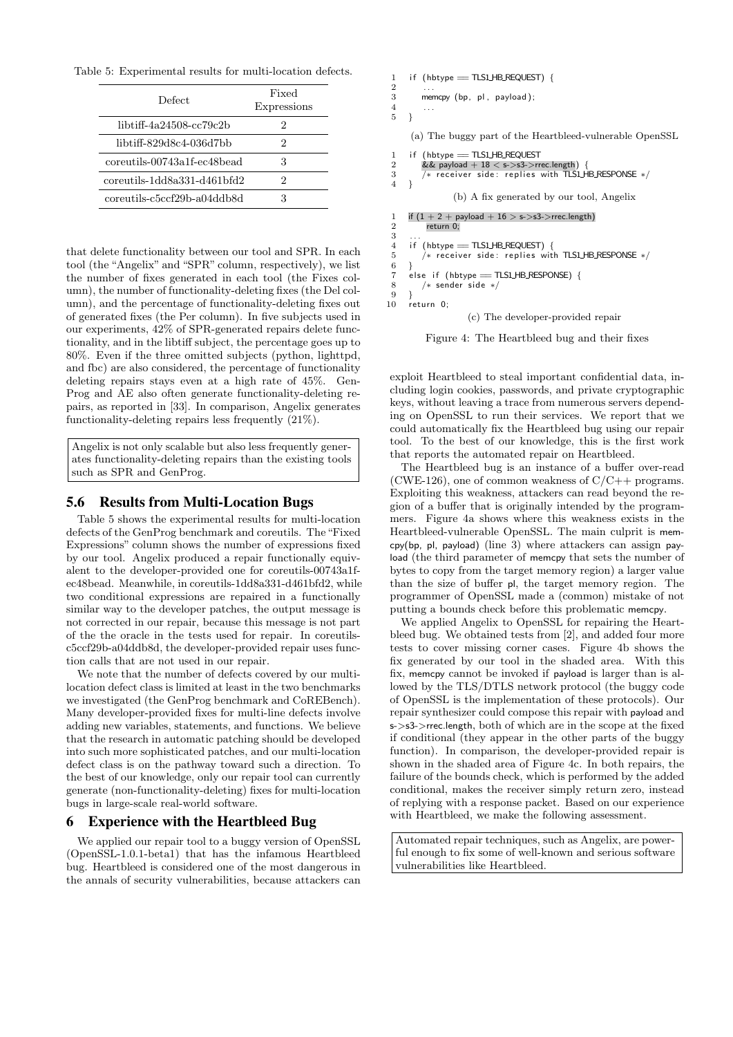Table 5: Experimental results for multi-location defects.

| Defect | Fixed Expressions |
|---|---|
| libtiff-4a24508-cc79c2b | 2 |
| libtiff-829d8c4-036d7bb | 2 |
| coreutils-00743a1f-ec48bead | 3 |
| coreutils-1dd8a331-d461bfd2 | 2 |
| coreutils-c5ccf29b-a04ddb8d | 3 |

that delete functionality between our tool and SPR. In each tool (the "Angelix" and "SPR" column, respectively), we list the number of fixes generated in each tool (the Fixes column), the number of functionality-deleting fixes (the Del column), and the percentage of functionality-deleting fixes out of generated fixes (the Per column). In five subjects used in our experiments, 42% of SPR-generated repairs delete functionality, and in the libtiff subject, the percentage goes up to 80%. Even if the three omitted subjects (python, lighttpd, and fbc) are also considered, the percentage of functionality deleting repairs stays even at a high rate of 45%. GenProg and AE also often generate functionality-deleting repairs, as reported in [33]. In comparison, Angelix generates functionality-deleting repairs less frequently (21%).

> Angelix is not only scalable but also less frequently generates functionality-deleting repairs than the existing tools such as SPR and GenProg.

## 5.6 Results from Multi-Location Bugs

Table 5 shows the experimental results for multi-location defects of the GenProg benchmark and coreutils. The "Fixed Expressions" column shows the number of expressions fixed by our tool. Angelix produced a repair functionally equivalent to the developer-provided one for coreutils-00743a1f-ec48bead. Meanwhile, in coreutils-1dd8a331-d461bfd2, while two conditional expressions are repaired in a functionally similar way to the developer patches, the output message is not corrected in our repair, because this message is not part of the the oracle in the tests used for repair. In coreutils-c5ccf29b-a04ddb8d, the developer-provided repair uses function calls that are not used in our repair.

We note that the number of defects covered by our multi-location defect class is limited at least in the two benchmarks we investigated (the GenProg benchmark and CoREBench). Many developer-provided fixes for multi-line defects involve adding new variables, statements, and functions. We believe that the research in automatic patching should be developed into such more sophisticated patches, and our multi-location defect class is on the pathway toward such a direction. To the best of our knowledge, only our repair tool can currently generate (non-functionality-deleting) fixes for multi-location bugs in large-scale real-world software.

# 6 Experience with the Heartbleed Bug

We applied our repair tool to a buggy version of OpenSSL (OpenSSL-1.0.1-beta1) that has the infamous Heartbleed bug. Heartbleed is considered one of the most dangerous in the annals of security vulnerabilities, because attackers can exploit Heartbleed to steal important confidential data, including login cookies, passwords, and private cryptographic keys, without leaving a trace from numerous servers depending on OpenSSL to run their services. We report that we could automatically fix the Heartbleed bug using our repair tool. To the best of our knowledge, this is the first work that reports the automated repair on Heartbleed.

```
1  if (hbtype == TLS1_HB_REQUEST) {
2      ...
3      memcpy (bp, pl, payload);
4      ...
5  }
```

(a) The buggy part of the Heartbleed-vulnerable OpenSSL

```
1  if (hbtype == TLS1_HB_REQUEST
2      && payload + 18 < s->s3->rrec.length) {
3      /* receiver side: replies with TLS1_HB_RESPONSE */
4  }
```

(b) A fix generated by our tool, Angelix

```
1  if (1 + 2 + payload + 16 > s->s3->rrec.length)
2      return 0;
3  ...
4  if (hbtype == TLS1_HB_REQUEST) {
5      /* receiver side: replies with TLS1_HB_RESPONSE */
6  }
7  else if (hbtype == TLS1_HB_RESPONSE) {
8      /* sender side */
9  }
10 return 0;
```

(c) The developer-provided repair

Figure 4: The Heartbleed bug and their fixes

The Heartbleed bug is an instance of a buffer over-read (CWE-126), one of common weakness of C/C++ programs. Exploiting this weakness, attackers can read beyond the region of a buffer that is originally intended by the programmers. Figure 4a shows where this weakness exists in the Heartbleed-vulnerable OpenSSL. The main culprit is memcpy(bp, pl, payload) (line 3) where attackers can assign payload (the third parameter of memcpy that sets the number of bytes to copy from the target memory region) a larger value than the size of buffer pl, the target memory region. The programmer of OpenSSL made a (common) mistake of not putting a bounds check before this problematic memcpy.

We applied Angelix to OpenSSL for repairing the Heartbleed bug. We obtained tests from [2], and added four more tests to cover missing corner cases. Figure 4b shows the fix generated by our tool in the shaded area. With this fix, memcpy cannot be invoked if payload is larger than is allowed by the TLS/DTLS network protocol (the buggy code of OpenSSL is the implementation of these protocols). Our repair synthesizer could compose this repair with payload and s->s3->rrec.length, both of which are in the scope at the fixed if conditional (they appear in the other parts of the buggy function). In comparison, the developer-provided repair is shown in the shaded area of Figure 4c. In both repairs, the failure of the bounds check, which is performed by the added conditional, makes the receiver simply return zero, instead of replying with a response packet. Based on our experience with Heartbleed, we make the following assessment.

> Automated repair techniques, such as Angelix, are powerful enough to fix some of well-known and serious software vulnerabilities like Heartbleed.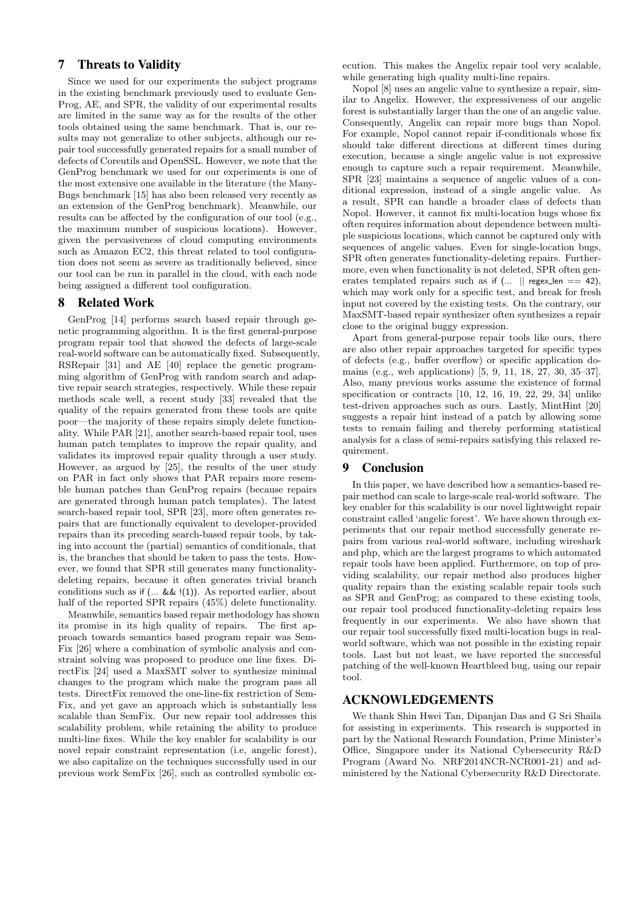## 7 Threats to Validity

Since we used for our experiments the subject programs in the existing benchmark previously used to evaluate GenProg, AE, and SPR, the validity of our experimental results are limited in the same way as for the results of the other tools obtained using the same benchmark. That is, our results may not generalize to other subjects, although our repair tool successfully generated repairs for a small number of defects of Coreutils and OpenSSL. However, we note that the GenProg benchmark we used for our experiments is one of the most extensive one available in the literature (the ManyBugs benchmark [15] has also been released very recently as an extension of the GenProg benchmark). Meanwhile, our results can be affected by the configuration of our tool (e.g., the maximum number of suspicious locations). However, given the pervasiveness of cloud computing environments such as Amazon EC2, this threat related to tool configuration does not seem as severe as traditionally believed, since our tool can be run in parallel in the cloud, with each node being assigned a different tool configuration.

## 8 Related Work

GenProg [14] performs search based repair through genetic programming algorithm. It is the first general-purpose program repair tool that showed the defects of large-scale real-world software can be automatically fixed. Subsequently, RSRepair [31] and AE [40] replace the genetic programming algorithm of GenProg with random search and adaptive repair search strategies, respectively. While these repair methods scale well, a recent study [33] revealed that the quality of the repairs generated from these tools are quite poor—the majority of these repairs simply delete functionality. While PAR [21], another search-based repair tool, uses human patch templates to improve the repair quality, and validates its improved repair quality through a user study. However, as argued by [25], the results of the user study on PAR in fact only shows that PAR repairs more resemble human patches than GenProg repairs (because repairs are generated through human patch templates). The latest search-based repair tool, SPR [23], more often generates repairs that are functionally equivalent to developer-provided repairs than its preceding search-based repair tools, by taking into account the (partial) semantics of conditionals, that is, the branches that should be taken to pass the tests. However, we found that SPR still generates many functionality-deleting repairs, because it often generates trivial branch conditions such as `if (... && !(1))`. As reported earlier, about half of the reported SPR repairs (45%) delete functionality.

Meanwhile, semantics based repair methodology has shown its promise in its high quality of repairs. The first approach towards semantics based program repair was SemFix [26] where a combination of symbolic analysis and constraint solving was proposed to produce one line fixes. DirectFix [24] used a MaxSMT solver to synthesize minimal changes to the program which make the program pass all tests. DirectFix removed the one-line-fix restriction of SemFix, and yet gave an approach which is substantially less scalable than SemFix. Our new repair tool addresses this scalability problem, while retaining the ability to produce multi-line fixes. While the key enabler for scalability is our novel repair constraint representation (i.e, angelic forest), we also capitalize on the techniques successfully used in our previous work SemFix [26], such as controlled symbolic execution. This makes the Angelix repair tool very scalable, while generating high quality multi-line repairs.

Nopol [8] uses an angelic value to synthesize a repair, similar to Angelix. However, the expressiveness of our angelic forest is substantially larger than the one of an angelic value. Consequently, Angelix can repair more bugs than Nopol. For example, Nopol cannot repair if-conditionals whose fix should take different directions at different times during execution, because a single angelic value is not expressive enough to capture such a repair requirement. Meanwhile, SPR [23] maintains a sequence of angelic values of a conditional expression, instead of a single angelic value. As a result, SPR can handle a broader class of defects than Nopol. However, it cannot fix multi-location bugs whose fix often requires information about dependence between multiple suspicious locations, which cannot be captured only with sequences of angelic values. Even for single-location bugs, SPR often generates functionality-deleting repairs. Furthermore, even when functionality is not deleted, SPR often generates templated repairs such as `if (... || regex_len == 42)`, which may work only for a specific test, and break for fresh input not covered by the existing tests. On the contrary, our MaxSMT-based repair synthesizer often synthesizes a repair close to the original buggy expression.

Apart from general-purpose repair tools like ours, there are also other repair approaches targeted for specific types of defects (e.g., buffer overflow) or specific application domains (e.g., web applications) [5, 9, 11, 18, 27, 30, 35–37]. Also, many previous works assume the existence of formal specification or contracts [10, 12, 16, 19, 22, 29, 34] unlike test-driven approaches such as ours. Lastly, MintHint [20] suggests a repair hint instead of a patch by allowing some tests to remain failing and thereby performing statistical analysis for a class of semi-repairs satisfying this relaxed requirement.

## 9 Conclusion

In this paper, we have described how a semantics-based repair method can scale to large-scale real-world software. The key enabler for this scalability is our novel lightweight repair constraint called 'angelic forest'. We have shown through experiments that our repair method successfully generate repairs from various real-world software, including wireshark and php, which are the largest programs to which automated repair tools have been applied. Furthermore, on top of providing scalability, our repair method also produces higher quality repairs than the existing scalable repair tools such as SPR and GenProg; as compared to these existing tools, our repair tool produced functionality-deleting repairs less frequently in our experiments. We also have shown that our repair tool successfully fixed multi-location bugs in real-world software, which was not possible in the existing repair tools. Last but not least, we have reported the successful patching of the well-known Heartbleed bug, using our repair tool.

## ACKNOWLEDGEMENTS

We thank Shin Hwei Tan, Dipanjan Das and G Sri Shaila for assisting in experiments. This research is supported in part by the National Research Foundation, Prime Minister's Office, Singapore under its National Cybersecurity R&D Program (Award No. NRF2014NCR-NCR001-21) and administered by the National Cybersecurity R&D Directorate.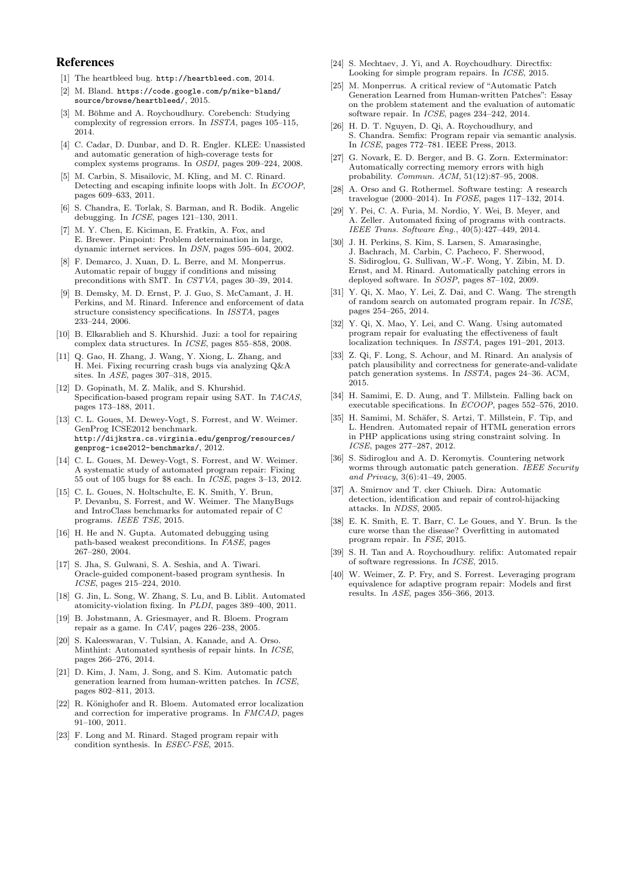## References

[1] The heartbleed bug. http://heartbleed.com, 2014.

[2] M. Bland. https://code.google.com/p/mike-bland/source/browse/heartbleed/, 2015.

[3] M. Böhme and A. Roychoudhury. Corebench: Studying complexity of regression errors. In *ISSTA*, pages 105–115, 2014.

[4] C. Cadar, D. Dunbar, and D. R. Engler. KLEE: Unassisted and automatic generation of high-coverage tests for complex systems programs. In *OSDI*, pages 209–224, 2008.

[5] M. Carbin, S. Misailovic, M. Kling, and M. C. Rinard. Detecting and escaping infinite loops with Jolt. In *ECOOP*, pages 609–633, 2011.

[6] S. Chandra, E. Torlak, S. Barman, and R. Bodik. Angelic debugging. In *ICSE*, pages 121–130, 2011.

[7] M. Y. Chen, E. Kiciman, E. Fratkin, A. Fox, and E. Brewer. Pinpoint: Problem determination in large, dynamic internet services. In *DSN*, pages 595–604, 2002.

[8] F. Demarco, J. Xuan, D. L. Berre, and M. Monperrus. Automatic repair of buggy if conditions and missing preconditions with SMT. In *CSTVA*, pages 30–39, 2014.

[9] B. Demsky, M. D. Ernst, P. J. Guo, S. McCamant, J. H. Perkins, and M. Rinard. Inference and enforcement of data structure consistency specifications. In *ISSTA*, pages 233–244, 2006.

[10] B. Elkarablieh and S. Khurshid. Juzi: a tool for repairing complex data structures. In *ICSE*, pages 855–858, 2008.

[11] Q. Gao, H. Zhang, J. Wang, Y. Xiong, L. Zhang, and H. Mei. Fixing recurring crash bugs via analyzing Q&A sites. In *ASE*, pages 307–318, 2015.

[12] D. Gopinath, M. Z. Malik, and S. Khurshid. Specification-based program repair using SAT. In *TACAS*, pages 173–188, 2011.

[13] C. L. Goues, M. Dewey-Vogt, S. Forrest, and W. Weimer. GenProg ICSE2012 benchmark. http://dijkstra.cs.virginia.edu/genprog/resources/genprog-icse2012-benchmarks/, 2012.

[14] C. L. Goues, M. Dewey-Vogt, S. Forrest, and W. Weimer. A systematic study of automated program repair: Fixing 55 out of 105 bugs for $8 each. In *ICSE*, pages 3–13, 2012.

[15] C. L. Goues, N. Holtschulte, E. K. Smith, Y. Brun, P. Devanbu, S. Forrest, and W. Weimer. The ManyBugs and IntroClass benchmarks for automated repair of C programs. *IEEE TSE*, 2015.

[16] H. He and N. Gupta. Automated debugging using path-based weakest preconditions. In *FASE*, pages 267–280, 2004.

[17] S. Jha, S. Gulwani, S. A. Seshia, and A. Tiwari. Oracle-guided component-based program synthesis. In *ICSE*, pages 215–224, 2010.

[18] G. Jin, L. Song, W. Zhang, S. Lu, and B. Liblit. Automated atomicity-violation fixing. In *PLDI*, pages 389–400, 2011.

[19] B. Jobstmann, A. Griesmayer, and R. Bloem. Program repair as a game. In *CAV*, pages 226–238, 2005.

[20] S. Kaleeswaran, V. Tulsian, A. Kanade, and A. Orso. Minthint: Automated synthesis of repair hints. In *ICSE*, pages 266–276, 2014.

[21] D. Kim, J. Nam, J. Song, and S. Kim. Automatic patch generation learned from human-written patches. In *ICSE*, pages 802–811, 2013.

[22] R. Könighofer and R. Bloem. Automated error localization and correction for imperative programs. In *FMCAD*, pages 91–100, 2011.

[23] F. Long and M. Rinard. Staged program repair with condition synthesis. In *ESEC-FSE*, 2015.

[24] S. Mechtaev, J. Yi, and A. Roychoudhury. Directfix: Looking for simple program repairs. In *ICSE*, 2015.

[25] M. Monperrus. A critical review of "Automatic Patch Generation Learned from Human-written Patches": Essay on the problem statement and the evaluation of automatic software repair. In *ICSE*, pages 234–242, 2014.

[26] H. D. T. Nguyen, D. Qi, A. Roychoudhury, and S. Chandra. Semfix: Program repair via semantic analysis. In *ICSE*, pages 772–781. IEEE Press, 2013.

[27] G. Novark, E. D. Berger, and B. G. Zorn. Exterminator: Automatically correcting memory errors with high probability. *Commun. ACM*, 51(12):87–95, 2008.

[28] A. Orso and G. Rothermel. Software testing: A research travelogue (2000–2014). In *FOSE*, pages 117–132, 2014.

[29] Y. Pei, C. A. Furia, M. Nordio, Y. Wei, B. Meyer, and A. Zeller. Automated fixing of programs with contracts. *IEEE Trans. Software Eng.*, 40(5):427–449, 2014.

[30] J. H. Perkins, S. Kim, S. Larsen, S. Amarasinghe, J. Bachrach, M. Carbin, C. Pacheco, F. Sherwood, S. Sidiroglou, G. Sullivan, W.-F. Wong, Y. Zibin, M. D. Ernst, and M. Rinard. Automatically patching errors in deployed software. In *SOSP*, pages 87–102, 2009.

[31] Y. Qi, X. Mao, Y. Lei, Z. Dai, and C. Wang. The strength of random search on automated program repair. In *ICSE*, pages 254–265, 2014.

[32] Y. Qi, X. Mao, Y. Lei, and C. Wang. Using automated program repair for evaluating the effectiveness of fault localization techniques. In *ISSTA*, pages 191–201, 2013.

[33] Z. Qi, F. Long, S. Achour, and M. Rinard. An analysis of patch plausibility and correctness for generate-and-validate patch generation systems. In *ISSTA*, pages 24–36. ACM, 2015.

[34] H. Samimi, E. D. Aung, and T. Millstein. Falling back on executable specifications. In *ECOOP*, pages 552–576, 2010.

[35] H. Samimi, M. Schäfer, S. Artzi, T. Millstein, F. Tip, and L. Hendren. Automated repair of HTML generation errors in PHP applications using string constraint solving. In *ICSE*, pages 277–287, 2012.

[36] S. Sidiroglou and A. D. Keromytis. Countering network worms through automatic patch generation. *IEEE Security and Privacy*, 3(6):41–49, 2005.

[37] A. Smirnov and T. cker Chiueh. Dira: Automatic detection, identification and repair of control-hijacking attacks. In *NDSS*, 2005.

[38] E. K. Smith, E. T. Barr, C. Le Goues, and Y. Brun. Is the cure worse than the disease? Overfitting in automated program repair. In *FSE*, 2015.

[39] S. H. Tan and A. Roychoudhury. relifix: Automated repair of software regressions. In *ICSE*, 2015.

[40] W. Weimer, Z. P. Fry, and S. Forrest. Leveraging program equivalence for adaptive program repair: Models and first results. In *ASE*, pages 356–366, 2013.